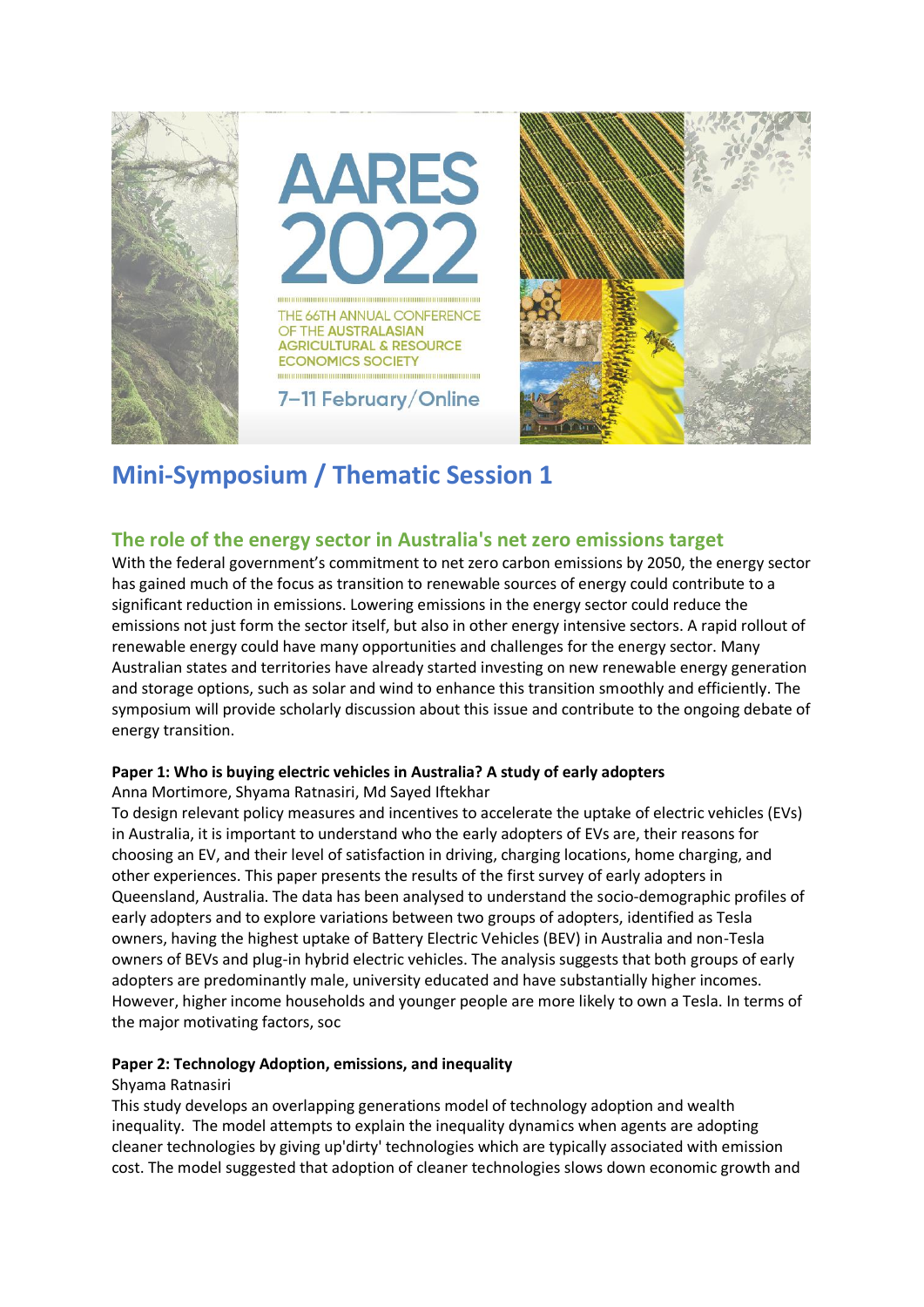AARES 2022

THE 66TH ANNUAL CONFERENCE OF THE AUSTRALASIAN AGRICULTURAL & RESOURCE ECONOMICS SOCIETY

7–11 February/Online

# Mini-Symposium / Thematic Session 1

## The role of the energy sector in Australia's net zero emissions target

With the federal government's commitment to net zero carbon emissions by 2050, the energy sector has gained much of the focus as transition to renewable sources of energy could contribute to a significant reduction in emissions. Lowering emissions in the energy sector could reduce the emissions not just form the sector itself, but also in other energy intensive sectors. A rapid rollout of renewable energy could have many opportunities and challenges for the energy sector. Many Australian states and territories have already started investing on new renewable energy generation and storage options, such as solar and wind to enhance this transition smoothly and efficiently. The symposium will provide scholarly discussion about this issue and contribute to the ongoing debate of energy transition.

**Paper 1: Who is buying electric vehicles in Australia? A study of early adopters**

Anna Mortimore, Shyama Ratnasiri, Md Sayed Iftekhar

To design relevant policy measures and incentives to accelerate the uptake of electric vehicles (EVs) in Australia, it is important to understand who the early adopters of EVs are, their reasons for choosing an EV, and their level of satisfaction in driving, charging locations, home charging, and other experiences. This paper presents the results of the first survey of early adopters in Queensland, Australia. The data has been analysed to understand the socio-demographic profiles of early adopters and to explore variations between two groups of adopters, identified as Tesla owners, having the highest uptake of Battery Electric Vehicles (BEV) in Australia and non-Tesla owners of BEVs and plug-in hybrid electric vehicles. The analysis suggests that both groups of early adopters are predominantly male, university educated and have substantially higher incomes. However, higher income households and younger people are more likely to own a Tesla. In terms of the major motivating factors, soc

**Paper 2: Technology Adoption, emissions, and inequality**

Shyama Ratnasiri

This study develops an overlapping generations model of technology adoption and wealth inequality. The model attempts to explain the inequality dynamics when agents are adopting cleaner technologies by giving up'dirty' technologies which are typically associated with emission cost. The model suggested that adoption of cleaner technologies slows down economic growth and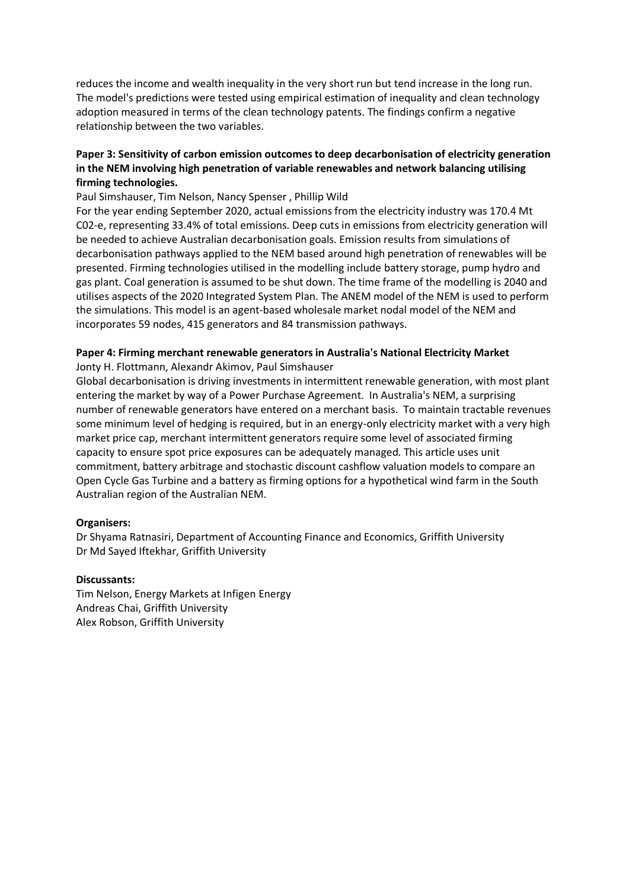reduces the income and wealth inequality in the very short run but tend increase in the long run. The model's predictions were tested using empirical estimation of inequality and clean technology adoption measured in terms of the clean technology patents. The findings confirm a negative relationship between the two variables.

**Paper 3: Sensitivity of carbon emission outcomes to deep decarbonisation of electricity generation in the NEM involving high penetration of variable renewables and network balancing utilising firming technologies.**

Paul Simshauser, Tim Nelson, Nancy Spenser , Phillip Wild

For the year ending September 2020, actual emissions from the electricity industry was 170.4 Mt C02-e, representing 33.4% of total emissions. Deep cuts in emissions from electricity generation will be needed to achieve Australian decarbonisation goals. Emission results from simulations of decarbonisation pathways applied to the NEM based around high penetration of renewables will be presented. Firming technologies utilised in the modelling include battery storage, pump hydro and gas plant. Coal generation is assumed to be shut down. The time frame of the modelling is 2040 and utilises aspects of the 2020 Integrated System Plan. The ANEM model of the NEM is used to perform the simulations. This model is an agent-based wholesale market nodal model of the NEM and incorporates 59 nodes, 415 generators and 84 transmission pathways.

**Paper 4: Firming merchant renewable generators in Australia's National Electricity Market**

Jonty H. Flottmann, Alexandr Akimov, Paul Simshauser

Global decarbonisation is driving investments in intermittent renewable generation, with most plant entering the market by way of a Power Purchase Agreement. In Australia's NEM, a surprising number of renewable generators have entered on a merchant basis. To maintain tractable revenues some minimum level of hedging is required, but in an energy-only electricity market with a very high market price cap, merchant intermittent generators require some level of associated firming capacity to ensure spot price exposures can be adequately managed. This article uses unit commitment, battery arbitrage and stochastic discount cashflow valuation models to compare an Open Cycle Gas Turbine and a battery as firming options for a hypothetical wind farm in the South Australian region of the Australian NEM.

**Organisers:**

Dr Shyama Ratnasiri, Department of Accounting Finance and Economics, Griffith University
Dr Md Sayed Iftekhar, Griffith University

**Discussants:**

Tim Nelson, Energy Markets at Infigen Energy
Andreas Chai, Griffith University
Alex Robson, Griffith University